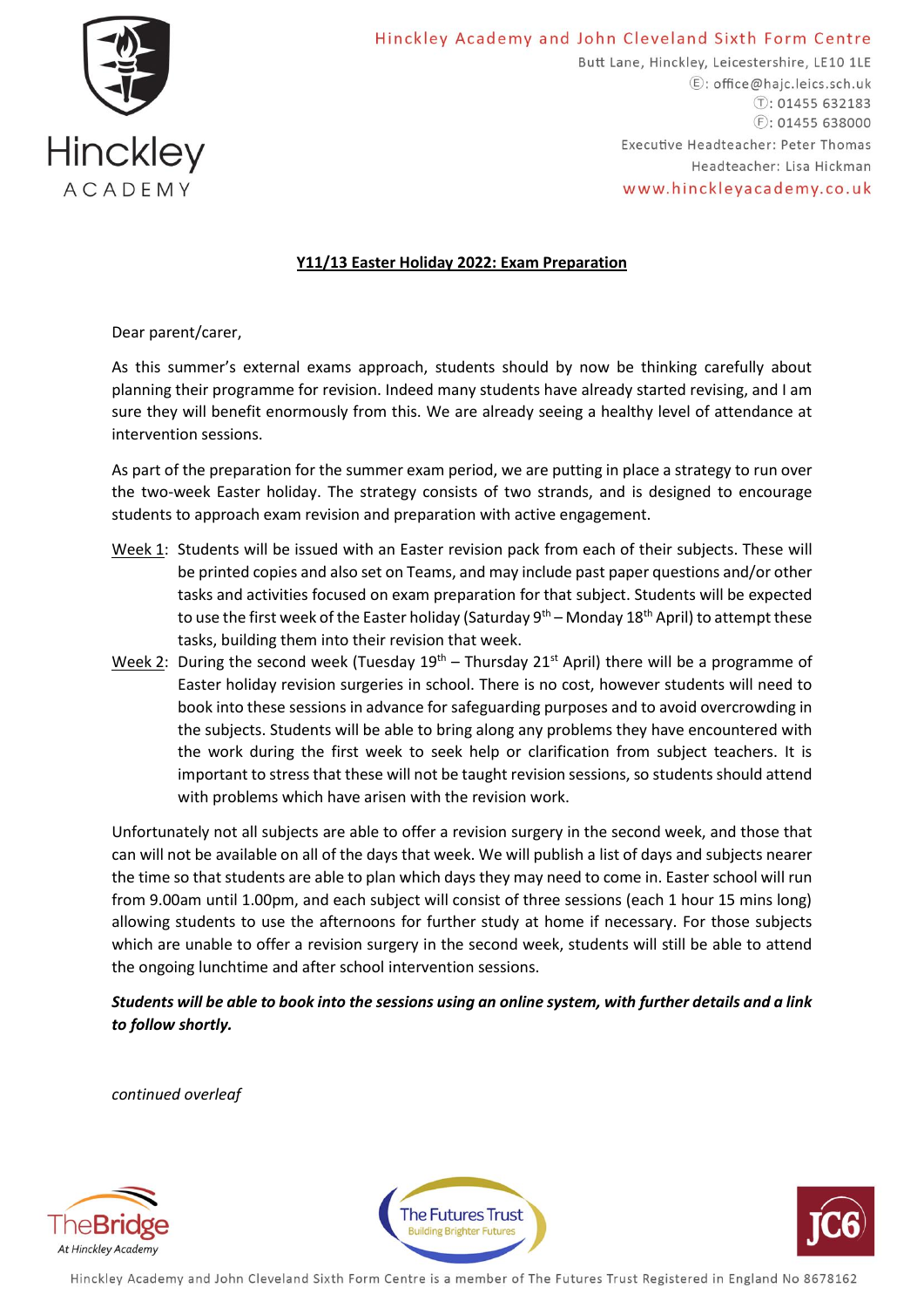Hinckley Academy and John Cleveland Sixth Form Centre
Butt Lane, Hinckley, Leicestershire, LE10 1LE
E: office@hajc.leics.sch.uk
T: 01455 632183
F: 01455 638000
Executive Headteacher: Peter Thomas
Headteacher: Lisa Hickman
www.hinckleyacademy.co.uk

## Y11/13 Easter Holiday 2022: Exam Preparation

Dear parent/carer,

As this summer's external exams approach, students should by now be thinking carefully about planning their programme for revision. Indeed many students have already started revising, and I am sure they will benefit enormously from this. We are already seeing a healthy level of attendance at intervention sessions.

As part of the preparation for the summer exam period, we are putting in place a strategy to run over the two-week Easter holiday. The strategy consists of two strands, and is designed to encourage students to approach exam revision and preparation with active engagement.

Week 1: Students will be issued with an Easter revision pack from each of their subjects. These will be printed copies and also set on Teams, and may include past paper questions and/or other tasks and activities focused on exam preparation for that subject. Students will be expected to use the first week of the Easter holiday (Saturday 9th – Monday 18th April) to attempt these tasks, building them into their revision that week.

Week 2: During the second week (Tuesday 19th – Thursday 21st April) there will be a programme of Easter holiday revision surgeries in school. There is no cost, however students will need to book into these sessions in advance for safeguarding purposes and to avoid overcrowding in the subjects. Students will be able to bring along any problems they have encountered with the work during the first week to seek help or clarification from subject teachers. It is important to stress that these will not be taught revision sessions, so students should attend with problems which have arisen with the revision work.

Unfortunately not all subjects are able to offer a revision surgery in the second week, and those that can will not be available on all of the days that week. We will publish a list of days and subjects nearer the time so that students are able to plan which days they may need to come in. Easter school will run from 9.00am until 1.00pm, and each subject will consist of three sessions (each 1 hour 15 mins long) allowing students to use the afternoons for further study at home if necessary. For those subjects which are unable to offer a revision surgery in the second week, students will still be able to attend the ongoing lunchtime and after school intervention sessions.

***Students will be able to book into the sessions using an online system, with further details and a link to follow shortly.***

*continued overleaf*

Hinckley Academy and John Cleveland Sixth Form Centre is a member of The Futures Trust Registered in England No 8678162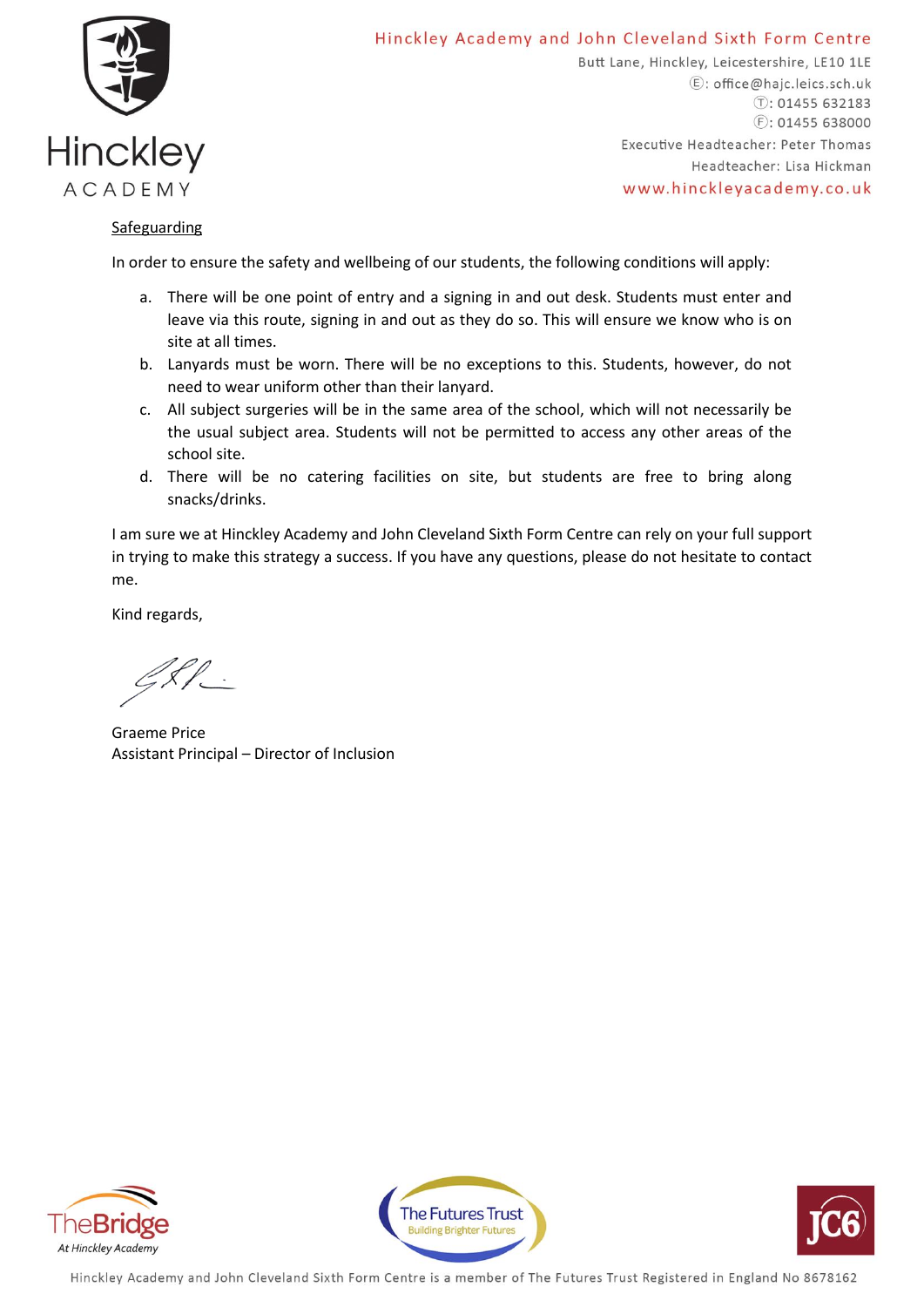Safeguarding

In order to ensure the safety and wellbeing of our students, the following conditions will apply:

a. There will be one point of entry and a signing in and out desk. Students must enter and leave via this route, signing in and out as they do so. This will ensure we know who is on site at all times.
b. Lanyards must be worn. There will be no exceptions to this. Students, however, do not need to wear uniform other than their lanyard.
c. All subject surgeries will be in the same area of the school, which will not necessarily be the usual subject area. Students will not be permitted to access any other areas of the school site.
d. There will be no catering facilities on site, but students are free to bring along snacks/drinks.

I am sure we at Hinckley Academy and John Cleveland Sixth Form Centre can rely on your full support in trying to make this strategy a success. If you have any questions, please do not hesitate to contact me.

Kind regards,

Graeme Price
Assistant Principal – Director of Inclusion